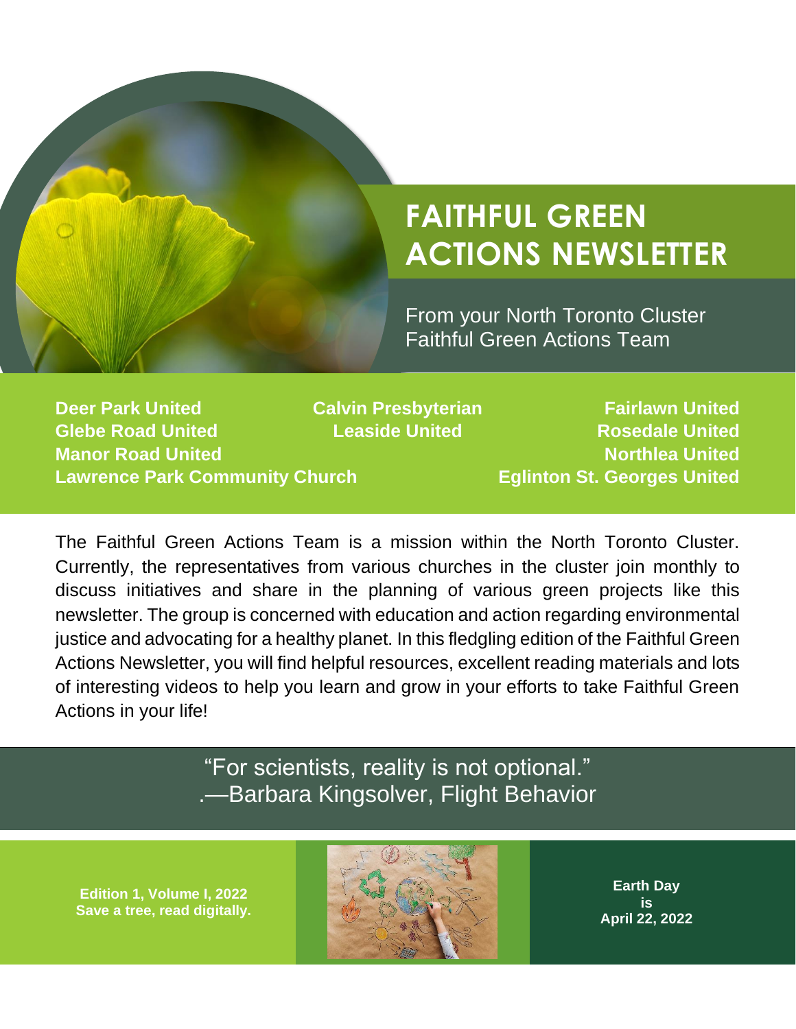# FAITHFUL GREEN ACTIONS NEWSLETTER

From your North Toronto Cluster Faithful Green Actions Team

**Deer Park United**
**Glebe Road United**
**Manor Road United**
**Lawrence Park Community Church**
**Calvin Presbyterian**
**Leaside United**
**Fairlawn United**
**Rosedale United**
**Northlea United**
**Eglinton St. Georges United**

The Faithful Green Actions Team is a mission within the North Toronto Cluster. Currently, the representatives from various churches in the cluster join monthly to discuss initiatives and share in the planning of various green projects like this newsletter. The group is concerned with education and action regarding environmental justice and advocating for a healthy planet. In this fledgling edition of the Faithful Green Actions Newsletter, you will find helpful resources, excellent reading materials and lots of interesting videos to help you learn and grow in your efforts to take Faithful Green Actions in your life!

"For scientists, reality is not optional."
.—Barbara Kingsolver, Flight Behavior

**Edition 1, Volume I, 2022**
**Save a tree, read digitally.**

**Earth Day is April 22, 2022**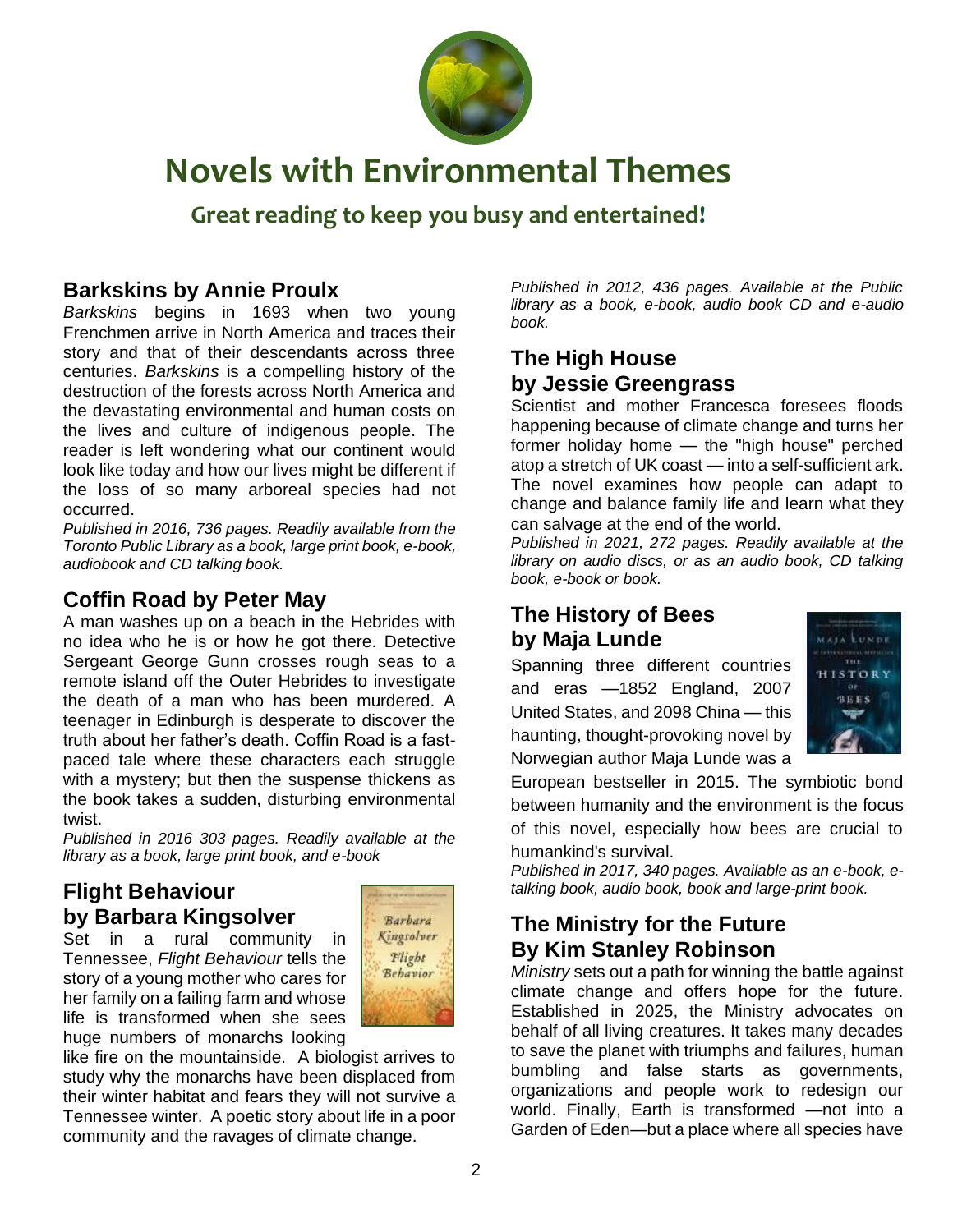# Novels with Environmental Themes

## Great reading to keep you busy and entertained!

### Barkskins by Annie Proulx

*Barkskins* begins in 1693 when two young Frenchmen arrive in North America and traces their story and that of their descendants across three centuries. *Barkskins* is a compelling history of the destruction of the forests across North America and the devastating environmental and human costs on the lives and culture of indigenous people. The reader is left wondering what our continent would look like today and how our lives might be different if the loss of so many arboreal species had not occurred.

*Published in 2016, 736 pages. Readily available from the Toronto Public Library as a book, large print book, e-book, audiobook and CD talking book.*

### Coffin Road by Peter May

A man washes up on a beach in the Hebrides with no idea who he is or how he got there. Detective Sergeant George Gunn crosses rough seas to a remote island off the Outer Hebrides to investigate the death of a man who has been murdered. A teenager in Edinburgh is desperate to discover the truth about her father's death. Coffin Road is a fast-paced tale where these characters each struggle with a mystery; but then the suspense thickens as the book takes a sudden, disturbing environmental twist.

*Published in 2016 303 pages. Readily available at the library as a book, large print book, and e-book*

### Flight Behaviour by Barbara Kingsolver

Set in a rural community in Tennessee, *Flight Behaviour* tells the story of a young mother who cares for her family on a failing farm and whose life is transformed when she sees huge numbers of monarchs looking like fire on the mountainside. A biologist arrives to study why the monarchs have been displaced from their winter habitat and fears they will not survive a Tennessee winter. A poetic story about life in a poor community and the ravages of climate change.

*Published in 2012, 436 pages. Available at the Public library as a book, e-book, audio book CD and e-audio book.*

### The High House by Jessie Greengrass

Scientist and mother Francesca foresees floods happening because of climate change and turns her former holiday home — the "high house" perched atop a stretch of UK coast — into a self-sufficient ark. The novel examines how people can adapt to change and balance family life and learn what they can salvage at the end of the world.

*Published in 2021, 272 pages. Readily available at the library on audio discs, or as an audio book, CD talking book, e-book or book.*

### The History of Bees by Maja Lunde

Spanning three different countries and eras —1852 England, 2007 United States, and 2098 China — this haunting, thought-provoking novel by Norwegian author Maja Lunde was a European bestseller in 2015. The symbiotic bond between humanity and the environment is the focus of this novel, especially how bees are crucial to humankind's survival.

*Published in 2017, 340 pages. Available as an e-book, e-talking book, audio book, book and large-print book.*

### The Ministry for the Future By Kim Stanley Robinson

*Ministry* sets out a path for winning the battle against climate change and offers hope for the future. Established in 2025, the Ministry advocates on behalf of all living creatures. It takes many decades to save the planet with triumphs and failures, human bumbling and false starts as governments, organizations and people work to redesign our world. Finally, Earth is transformed —not into a Garden of Eden—but a place where all species have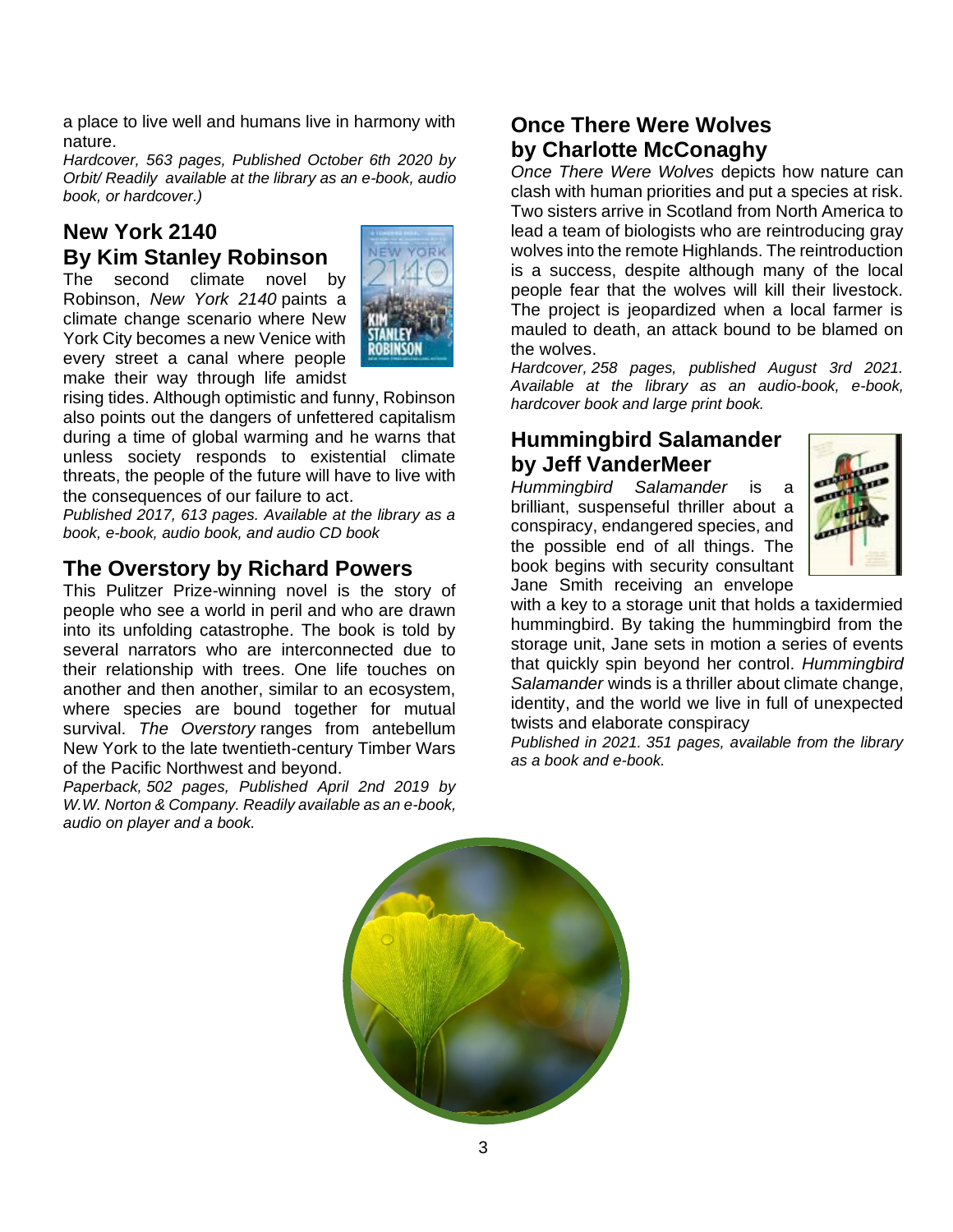a place to live well and humans live in harmony with nature.

*Hardcover, 563 pages, Published October 6th 2020 by Orbit/ Readily available at the library as an e-book, audio book, or hardcover.)*

## New York 2140 By Kim Stanley Robinson

The second climate novel by Robinson, *New York 2140* paints a climate change scenario where New York City becomes a new Venice with every street a canal where people make their way through life amidst rising tides. Although optimistic and funny, Robinson also points out the dangers of unfettered capitalism during a time of global warming and he warns that unless society responds to existential climate threats, the people of the future will have to live with the consequences of our failure to act.

*Published 2017, 613 pages. Available at the library as a book, e-book, audio book, and audio CD book*

## The Overstory by Richard Powers

This Pulitzer Prize-winning novel is the story of people who see a world in peril and who are drawn into its unfolding catastrophe. The book is told by several narrators who are interconnected due to their relationship with trees. One life touches on another and then another, similar to an ecosystem, where species are bound together for mutual survival. *The Overstory* ranges from antebellum New York to the late twentieth-century Timber Wars of the Pacific Northwest and beyond.

*Paperback, 502 pages, Published April 2nd 2019 by W.W. Norton & Company. Readily available as an e-book, audio on player and a book.*

## Once There Were Wolves by Charlotte McConaghy

*Once There Were Wolves* depicts how nature can clash with human priorities and put a species at risk. Two sisters arrive in Scotland from North America to lead a team of biologists who are reintroducing gray wolves into the remote Highlands. The reintroduction is a success, despite although many of the local people fear that the wolves will kill their livestock. The project is jeopardized when a local farmer is mauled to death, an attack bound to be blamed on the wolves.

*Hardcover, 258 pages, published August 3rd 2021. Available at the library as an audio-book, e-book, hardcover book and large print book.*

## Hummingbird Salamander by Jeff VanderMeer

*Hummingbird Salamander* is a brilliant, suspenseful thriller about a conspiracy, endangered species, and the possible end of all things. The book begins with security consultant Jane Smith receiving an envelope with a key to a storage unit that holds a taxidermied hummingbird. By taking the hummingbird from the storage unit, Jane sets in motion a series of events that quickly spin beyond her control. *Hummingbird Salamander* winds is a thriller about climate change, identity, and the world we live in full of unexpected twists and elaborate conspiracy

*Published in 2021. 351 pages, available from the library as a book and e-book.*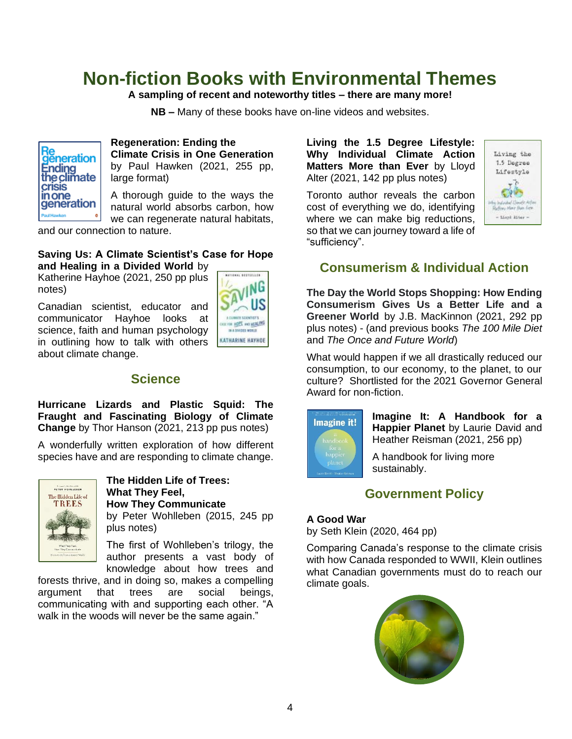# Non-fiction Books with Environmental Themes

**A sampling of recent and noteworthy titles – there are many more!**

**NB –** Many of these books have on-line videos and websites.

**Regeneration: Ending the Climate Crisis in One Generation** by Paul Hawken (2021, 255 pp, large format)

A thorough guide to the ways the natural world absorbs carbon, how we can regenerate natural habitats, and our connection to nature.

**Saving Us: A Climate Scientist's Case for Hope and Healing in a Divided World** by Katherine Hayhoe (2021, 250 pp plus notes)

Canadian scientist, educator and communicator Hayhoe looks at science, faith and human psychology in outlining how to talk with others about climate change.

## Science

**Hurricane Lizards and Plastic Squid: The Fraught and Fascinating Biology of Climate Change** by Thor Hanson (2021, 213 pp pus notes)

A wonderfully written exploration of how different species have and are responding to climate change.

**The Hidden Life of Trees: What They Feel, How They Communicate** by Peter Wohlleben (2015, 245 pp plus notes)

The first of Wohlleben's trilogy, the author presents a vast body of knowledge about how trees and forests thrive, and in doing so, makes a compelling argument that trees are social beings, communicating with and supporting each other. "A walk in the woods will never be the same again."

**Living the 1.5 Degree Lifestyle: Why Individual Climate Action Matters More than Ever** by Lloyd Alter (2021, 142 pp plus notes)

Toronto author reveals the carbon cost of everything we do, identifying where we can make big reductions, so that we can journey toward a life of "sufficiency".

## Consumerism & Individual Action

**The Day the World Stops Shopping: How Ending Consumerism Gives Us a Better Life and a Greener World** by J.B. MacKinnon (2021, 292 pp plus notes) - (and previous books *The 100 Mile Diet* and *The Once and Future World*)

What would happen if we all drastically reduced our consumption, to our economy, to the planet, to our culture? Shortlisted for the 2021 Governor General Award for non-fiction.

**Imagine It: A Handbook for a Happier Planet** by Laurie David and Heather Reisman (2021, 256 pp)

A handbook for living more sustainably.

## Government Policy

**A Good War**
by Seth Klein (2020, 464 pp)

Comparing Canada's response to the climate crisis with how Canada responded to WWII, Klein outlines what Canadian governments must do to reach our climate goals.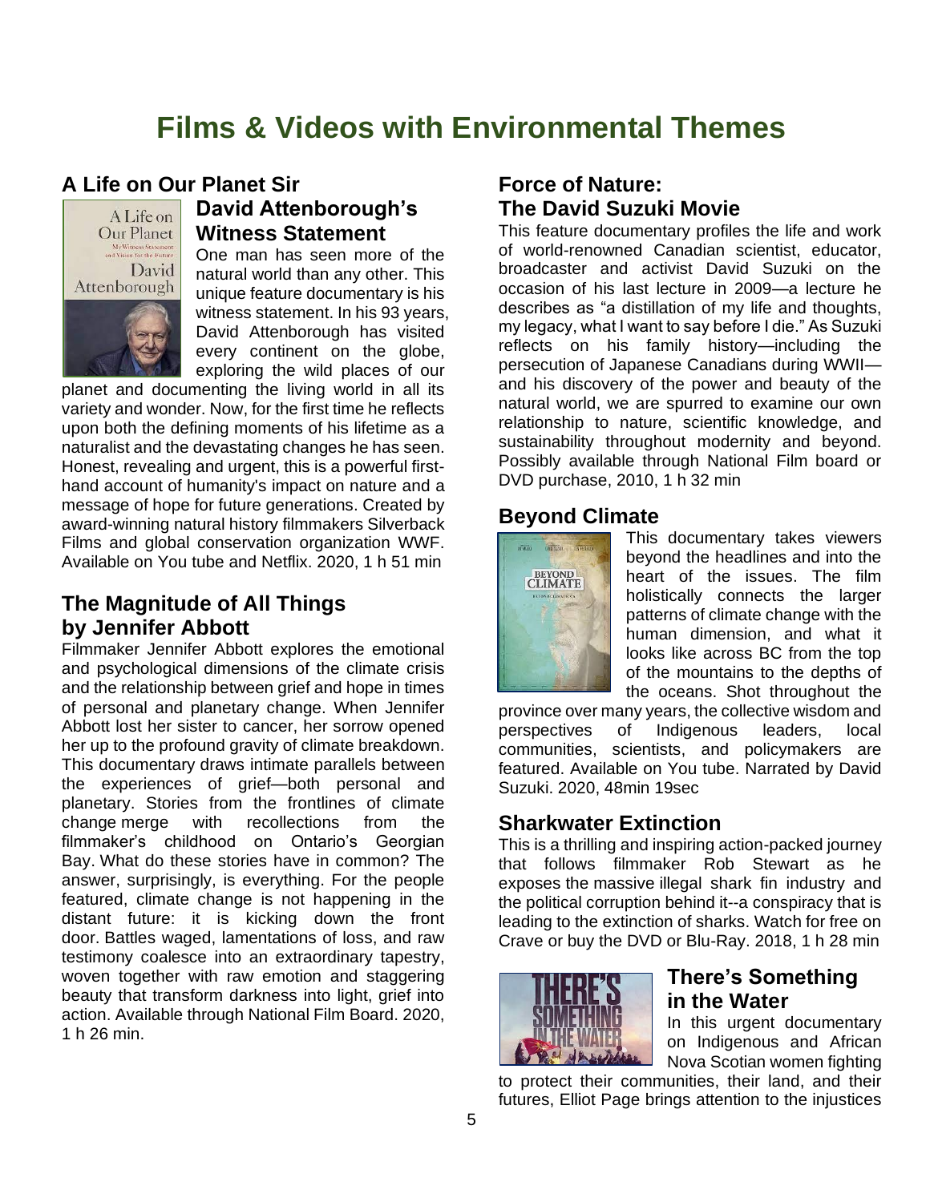# Films & Videos with Environmental Themes

## A Life on Our Planet Sir David Attenborough's Witness Statement

One man has seen more of the natural world than any other. This unique feature documentary is his witness statement. In his 93 years, David Attenborough has visited every continent on the globe, exploring the wild places of our planet and documenting the living world in all its variety and wonder. Now, for the first time he reflects upon both the defining moments of his lifetime as a naturalist and the devastating changes he has seen. Honest, revealing and urgent, this is a powerful first-hand account of humanity's impact on nature and a message of hope for future generations. Created by award-winning natural history filmmakers Silverback Films and global conservation organization WWF. Available on You tube and Netflix. 2020, 1 h 51 min

## The Magnitude of All Things by Jennifer Abbott

Filmmaker Jennifer Abbott explores the emotional and psychological dimensions of the climate crisis and the relationship between grief and hope in times of personal and planetary change. When Jennifer Abbott lost her sister to cancer, her sorrow opened her up to the profound gravity of climate breakdown. This documentary draws intimate parallels between the experiences of grief—both personal and planetary. Stories from the frontlines of climate change merge with recollections from the filmmaker's childhood on Ontario's Georgian Bay. What do these stories have in common? The answer, surprisingly, is everything. For the people featured, climate change is not happening in the distant future: it is kicking down the front door. Battles waged, lamentations of loss, and raw testimony coalesce into an extraordinary tapestry, woven together with raw emotion and staggering beauty that transform darkness into light, grief into action. Available through National Film Board. 2020, 1 h 26 min.

## Force of Nature: The David Suzuki Movie

This feature documentary profiles the life and work of world-renowned Canadian scientist, educator, broadcaster and activist David Suzuki on the occasion of his last lecture in 2009—a lecture he describes as "a distillation of my life and thoughts, my legacy, what I want to say before I die." As Suzuki reflects on his family history—including the persecution of Japanese Canadians during WWII—and his discovery of the power and beauty of the natural world, we are spurred to examine our own relationship to nature, scientific knowledge, and sustainability throughout modernity and beyond. Possibly available through National Film board or DVD purchase, 2010, 1 h 32 min

## Beyond Climate

This documentary takes viewers beyond the headlines and into the heart of the issues. The film holistically connects the larger patterns of climate change with the human dimension, and what it looks like across BC from the top of the mountains to the depths of the oceans. Shot throughout the province over many years, the collective wisdom and perspectives of Indigenous leaders, local communities, scientists, and policymakers are featured. Available on You tube. Narrated by David Suzuki. 2020, 48min 19sec

## Sharkwater Extinction

This is a thrilling and inspiring action-packed journey that follows filmmaker Rob Stewart as he exposes the massive illegal shark fin industry and the political corruption behind it--a conspiracy that is leading to the extinction of sharks. Watch for free on Crave or buy the DVD or Blu-Ray. 2018, 1 h 28 min

## There's Something in the Water

In this urgent documentary on Indigenous and African Nova Scotian women fighting to protect their communities, their land, and their futures, Elliot Page brings attention to the injustices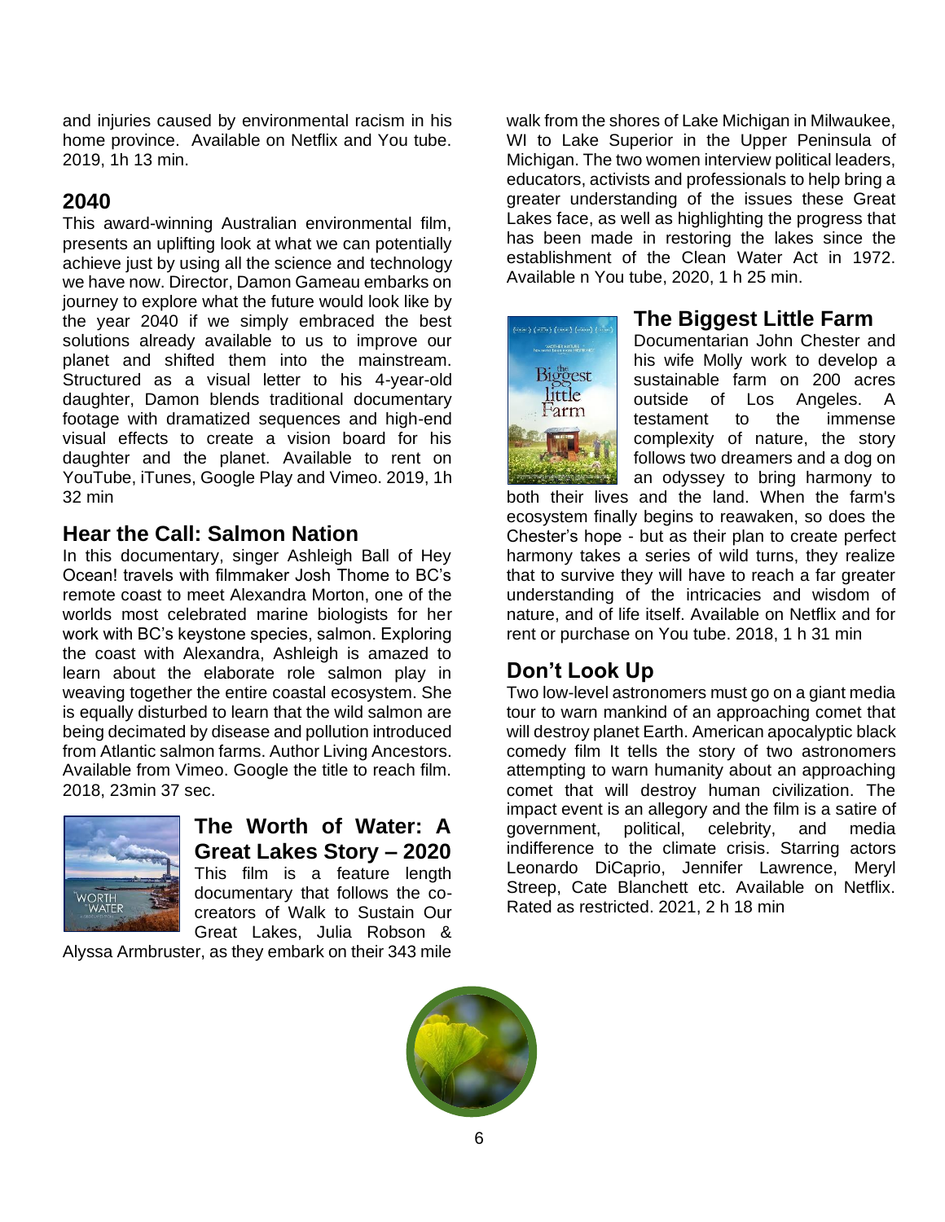and injuries caused by environmental racism in his home province. Available on Netflix and You tube. 2019, 1h 13 min.

## 2040

This award-winning Australian environmental film, presents an uplifting look at what we can potentially achieve just by using all the science and technology we have now. Director, Damon Gameau embarks on journey to explore what the future would look like by the year 2040 if we simply embraced the best solutions already available to us to improve our planet and shifted them into the mainstream. Structured as a visual letter to his 4-year-old daughter, Damon blends traditional documentary footage with dramatized sequences and high-end visual effects to create a vision board for his daughter and the planet. Available to rent on YouTube, iTunes, Google Play and Vimeo. 2019, 1h 32 min

## Hear the Call: Salmon Nation

In this documentary, singer Ashleigh Ball of Hey Ocean! travels with filmmaker Josh Thome to BC's remote coast to meet Alexandra Morton, one of the worlds most celebrated marine biologists for her work with BC's keystone species, salmon. Exploring the coast with Alexandra, Ashleigh is amazed to learn about the elaborate role salmon play in weaving together the entire coastal ecosystem. She is equally disturbed to learn that the wild salmon are being decimated by disease and pollution introduced from Atlantic salmon farms. Author Living Ancestors. Available from Vimeo. Google the title to reach film. 2018, 23min 37 sec.

## The Worth of Water: A Great Lakes Story – 2020

This film is a feature length documentary that follows the co-creators of Walk to Sustain Our Great Lakes, Julia Robson & Alyssa Armbruster, as they embark on their 343 mile walk from the shores of Lake Michigan in Milwaukee, WI to Lake Superior in the Upper Peninsula of Michigan. The two women interview political leaders, educators, activists and professionals to help bring a greater understanding of the issues these Great Lakes face, as well as highlighting the progress that has been made in restoring the lakes since the establishment of the Clean Water Act in 1972. Available n You tube, 2020, 1 h 25 min.

## The Biggest Little Farm

Documentarian John Chester and his wife Molly work to develop a sustainable farm on 200 acres outside of Los Angeles. A testament to the immense complexity of nature, the story follows two dreamers and a dog on an odyssey to bring harmony to both their lives and the land. When the farm's ecosystem finally begins to reawaken, so does the Chester's hope - but as their plan to create perfect harmony takes a series of wild turns, they realize that to survive they will have to reach a far greater understanding of the intricacies and wisdom of nature, and of life itself. Available on Netflix and for rent or purchase on You tube. 2018, 1 h 31 min

## Don't Look Up

Two low-level astronomers must go on a giant media tour to warn mankind of an approaching comet that will destroy planet Earth. American apocalyptic black comedy film It tells the story of two astronomers attempting to warn humanity about an approaching comet that will destroy human civilization. The impact event is an allegory and the film is a satire of government, political, celebrity, and media indifference to the climate crisis. Starring actors Leonardo DiCaprio, Jennifer Lawrence, Meryl Streep, Cate Blanchett etc. Available on Netflix. Rated as restricted. 2021, 2 h 18 min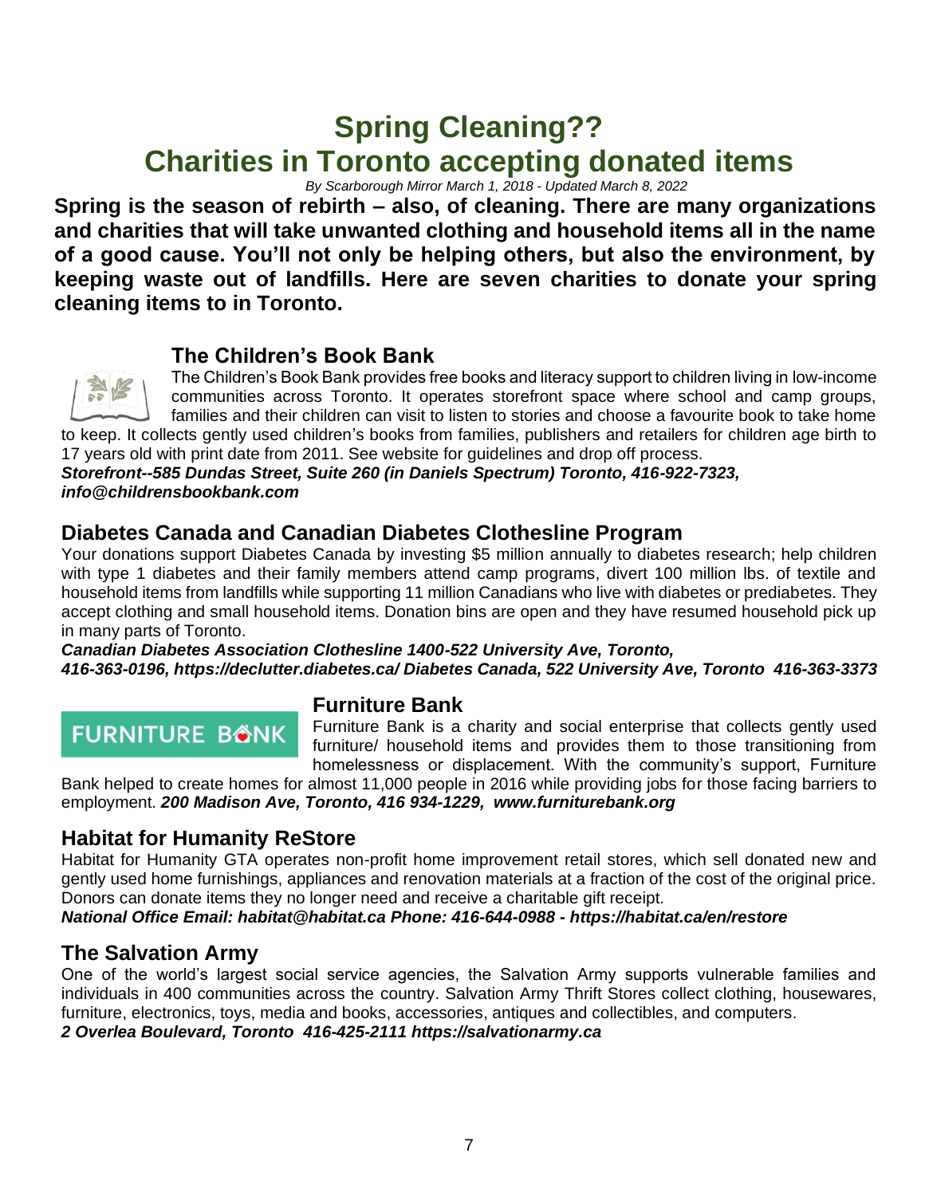# Spring Cleaning??

# Charities in Toronto accepting donated items

*By Scarborough Mirror March 1, 2018 - Updated March 8, 2022*

**Spring is the season of rebirth – also, of cleaning. There are many organizations and charities that will take unwanted clothing and household items all in the name of a good cause. You'll not only be helping others, but also the environment, by keeping waste out of landfills. Here are seven charities to donate your spring cleaning items to in Toronto.**

## The Children's Book Bank

The Children's Book Bank provides free books and literacy support to children living in low-income communities across Toronto. It operates storefront space where school and camp groups, families and their children can visit to listen to stories and choose a favourite book to take home to keep. It collects gently used children's books from families, publishers and retailers for children age birth to 17 years old with print date from 2011. See website for guidelines and drop off process.

***Storefront--585 Dundas Street, Suite 260 (in Daniels Spectrum) Toronto, 416-922-7323, info@childrensbookbank.com***

## Diabetes Canada and Canadian Diabetes Clothesline Program

Your donations support Diabetes Canada by investing $5 million annually to diabetes research; help children with type 1 diabetes and their family members attend camp programs, divert 100 million lbs. of textile and household items from landfills while supporting 11 million Canadians who live with diabetes or prediabetes. They accept clothing and small household items. Donation bins are open and they have resumed household pick up in many parts of Toronto.

***Canadian Diabetes Association Clothesline 1400-522 University Ave, Toronto, 416-363-0196, https://declutter.diabetes.ca/ Diabetes Canada, 522 University Ave, Toronto 416-363-3373***

## Furniture Bank

Furniture Bank is a charity and social enterprise that collects gently used furniture/ household items and provides them to those transitioning from homelessness or displacement. With the community's support, Furniture Bank helped to create homes for almost 11,000 people in 2016 while providing jobs for those facing barriers to employment. ***200 Madison Ave, Toronto, 416 934-1229, www.furniturebank.org***

## Habitat for Humanity ReStore

Habitat for Humanity GTA operates non-profit home improvement retail stores, which sell donated new and gently used home furnishings, appliances and renovation materials at a fraction of the cost of the original price. Donors can donate items they no longer need and receive a charitable gift receipt.

***National Office Email: habitat@habitat.ca Phone: 416-644-0988 - https://habitat.ca/en/restore***

## The Salvation Army

One of the world's largest social service agencies, the Salvation Army supports vulnerable families and individuals in 400 communities across the country. Salvation Army Thrift Stores collect clothing, housewares, furniture, electronics, toys, media and books, accessories, antiques and collectibles, and computers.

***2 Overlea Boulevard, Toronto 416-425-2111 https://salvationarmy.ca***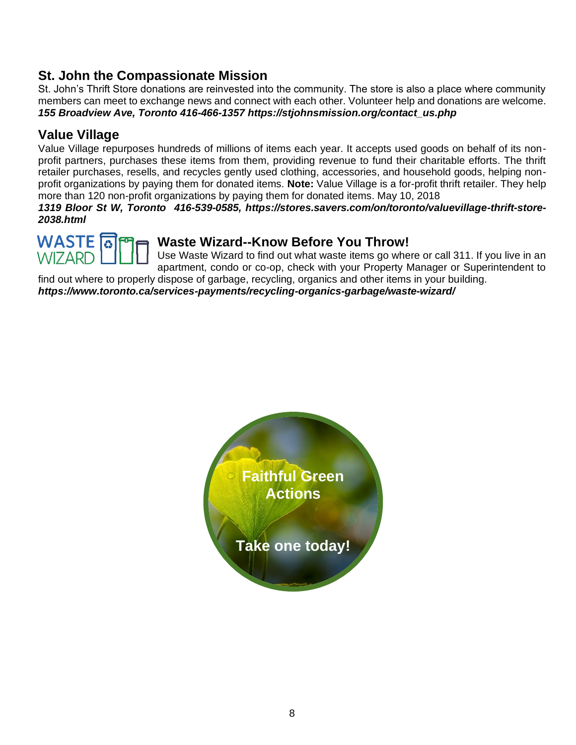## St. John the Compassionate Mission

St. John's Thrift Store donations are reinvested into the community. The store is also a place where community members can meet to exchange news and connect with each other. Volunteer help and donations are welcome.
***155 Broadview Ave, Toronto 416-466-1357 https://stjohnsmission.org/contact_us.php***

## Value Village

Value Village repurposes hundreds of millions of items each year. It accepts used goods on behalf of its non-profit partners, purchases these items from them, providing revenue to fund their charitable efforts. The thrift retailer purchases, resells, and recycles gently used clothing, accessories, and household goods, helping non-profit organizations by paying them for donated items. **Note:** Value Village is a for-profit thrift retailer. They help more than 120 non-profit organizations by paying them for donated items. May 10, 2018
***1319 Bloor St W, Toronto 416-539-0585, https://stores.savers.com/on/toronto/valuevillage-thrift-store-2038.html***

## Waste Wizard--Know Before You Throw!

Use Waste Wizard to find out what waste items go where or call 311. If you live in an apartment, condo or co-op, check with your Property Manager or Superintendent to find out where to properly dispose of garbage, recycling, organics and other items in your building.
***https://www.toronto.ca/services-payments/recycling-organics-garbage/waste-wizard/***

**Faithful Green Actions**

**Take one today!**